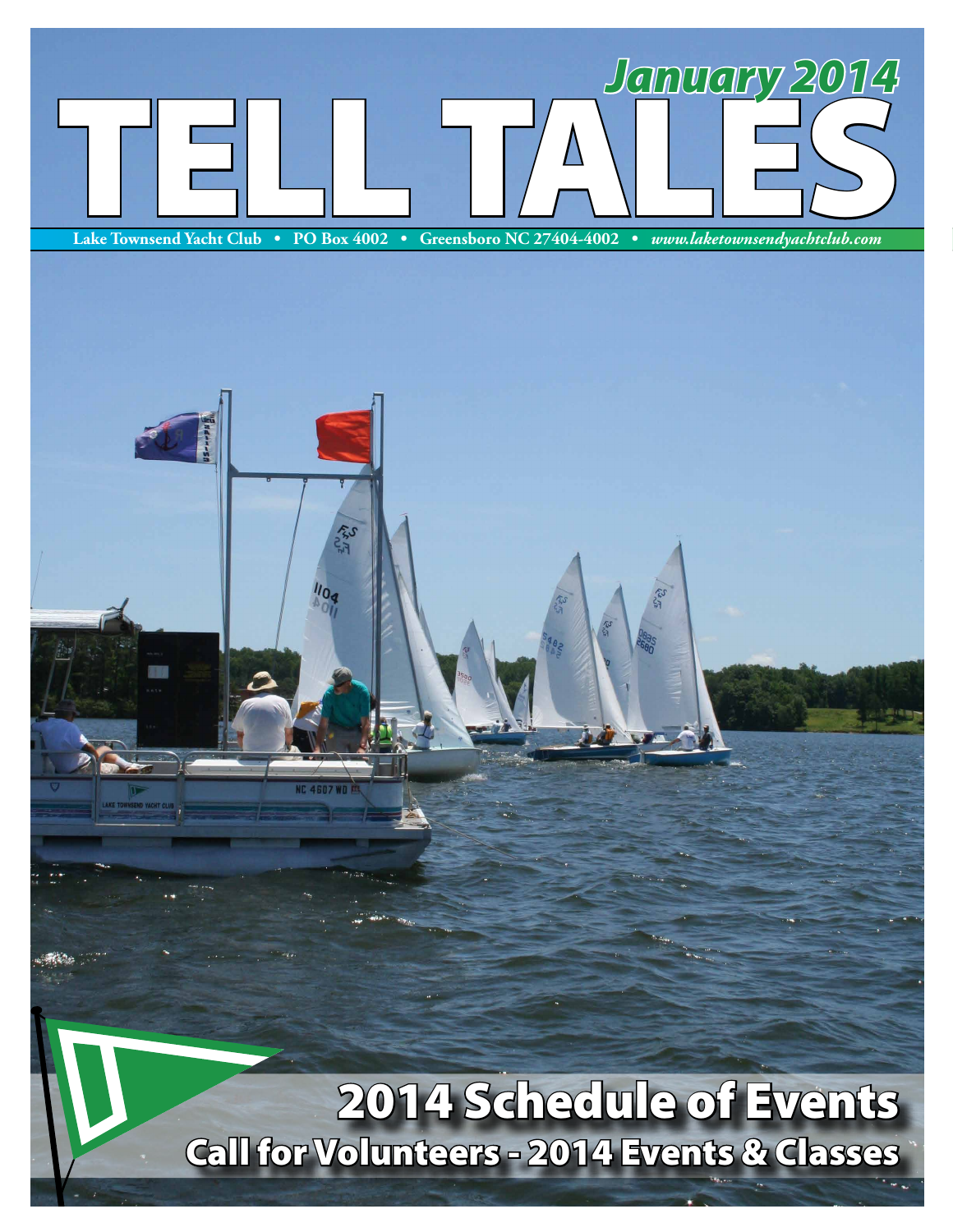# TELL TALES

## January 2014

Lake Townsend Yacht Club • PO Box 4002 • Greensboro NC 27404-4002 • *www.laketownsendyachtclub.com*

## 2014 Schedule of Events

### Call for Volunteers - 2014 Events & Classes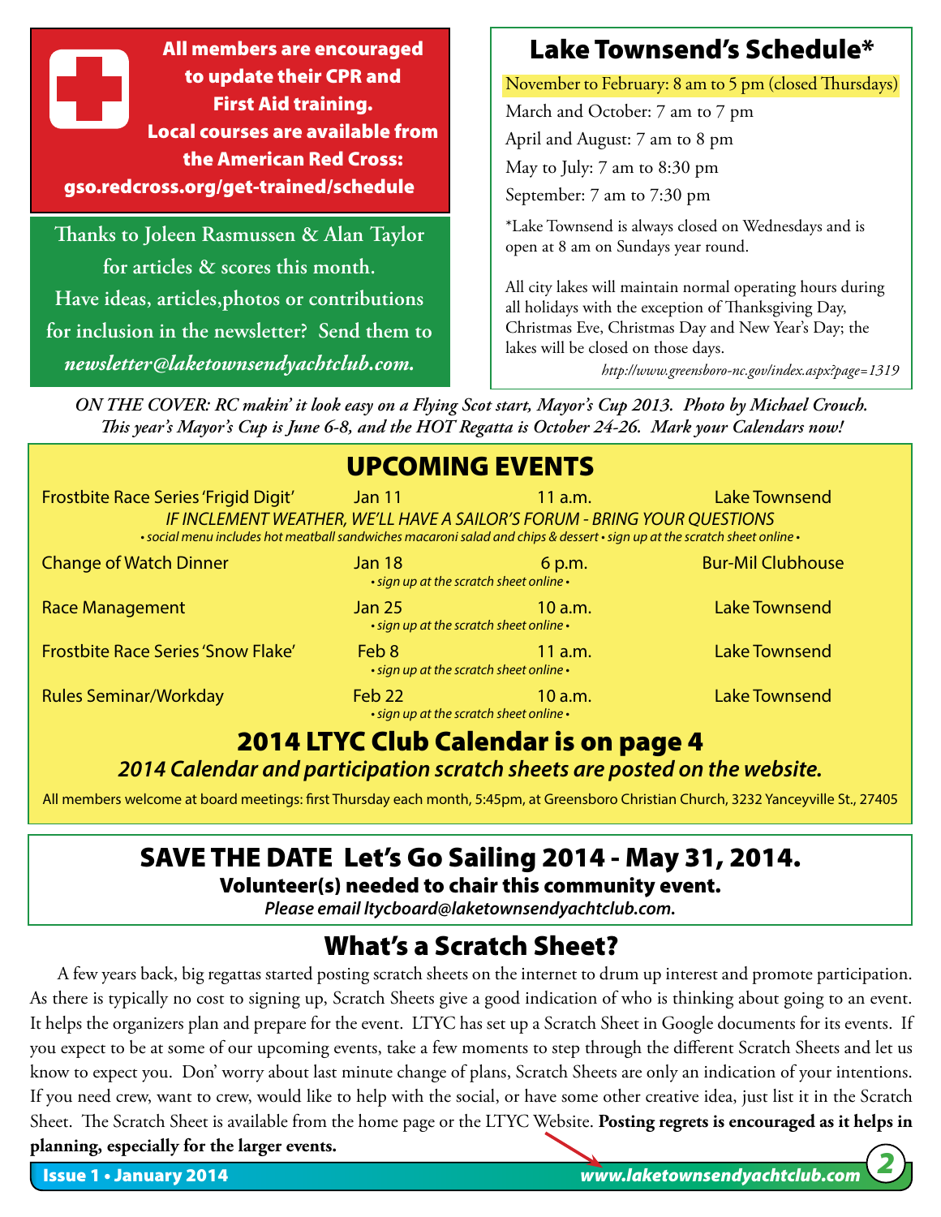**All members are encouraged to update their CPR and First Aid training. Local courses are available from the American Red Cross: gso.redcross.org/get-trained/schedule**

Thanks to Joleen Rasmussen & Alan Taylor for articles & scores this month. Have ideas, articles,photos or contributions for inclusion in the newsletter? Send them to *newsletter@laketownsendyachtclub.com.*

## Lake Townsend's Schedule*

November to February: 8 am to 5 pm (closed Thursdays)

March and October: 7 am to 7 pm

April and August: 7 am to 8 pm

May to July: 7 am to 8:30 pm

September: 7 am to 7:30 pm

*Lake Townsend is always closed on Wednesdays and is open at 8 am on Sundays year round.

All city lakes will maintain normal operating hours during all holidays with the exception of Thanksgiving Day, Christmas Eve, Christmas Day and New Year's Day; the lakes will be closed on those days.

*http://www.greensboro-nc.gov/index.aspx?page=1319*

*ON THE COVER: RC makin' it look easy on a Flying Scot start, Mayor's Cup 2013. Photo by Michael Crouch. This year's Mayor's Cup is June 6-8, and the HOT Regatta is October 24-26. Mark your Calendars now!*

## UPCOMING EVENTS

| Event | Date | Time | Location |
|---|---|---|---|
| Frostbite Race Series 'Frigid Digit' | Jan 11 | 11 a.m. | Lake Townsend |
| Change of Watch Dinner | Jan 18 | 6 p.m. | Bur-Mil Clubhouse |
| Race Management | Jan 25 | 10 a.m. | Lake Townsend |
| Frostbite Race Series 'Snow Flake' | Feb 8 | 11 a.m. | Lake Townsend |
| Rules Seminar/Workday | Feb 22 | 10 a.m. | Lake Townsend |

*Frigid Digit: IF INCLEMENT WEATHER, WE'LL HAVE A SAILOR'S FORUM - BRING YOUR QUESTIONS*

*• social menu includes hot meatball sandwiches macaroni salad and chips & dessert • sign up at the scratch sheet online •*

*• sign up at the scratch sheet online •* (all other events)

### 2014 LTYC Club Calendar is on page 4

***2014 Calendar and participation scratch sheets are posted on the website.***

All members welcome at board meetings: first Thursday each month, 5:45pm, at Greensboro Christian Church, 3232 Yanceyville St., 27405

## SAVE THE DATE Let's Go Sailing 2014 - May 31, 2014.

**Volunteer(s) needed to chair this community event.**

***Please email ltycboard@laketownsendyachtclub.com.***

## What's a Scratch Sheet?

A few years back, big regattas started posting scratch sheets on the internet to drum up interest and promote participation. As there is typically no cost to signing up, Scratch Sheets give a good indication of who is thinking about going to an event. It helps the organizers plan and prepare for the event. LTYC has set up a Scratch Sheet in Google documents for its events. If you expect to be at some of our upcoming events, take a few moments to step through the different Scratch Sheets and let us know to expect you. Don' worry about last minute change of plans, Scratch Sheets are only an indication of your intentions. If you need crew, want to crew, would like to help with the social, or have some other creative idea, just list it in the Scratch Sheet. The Scratch Sheet is available from the home page or the LTYC Website. **Posting regrets is encouraged as it helps in planning, especially for the larger events.**

*www.laketownsendyachtclub.com*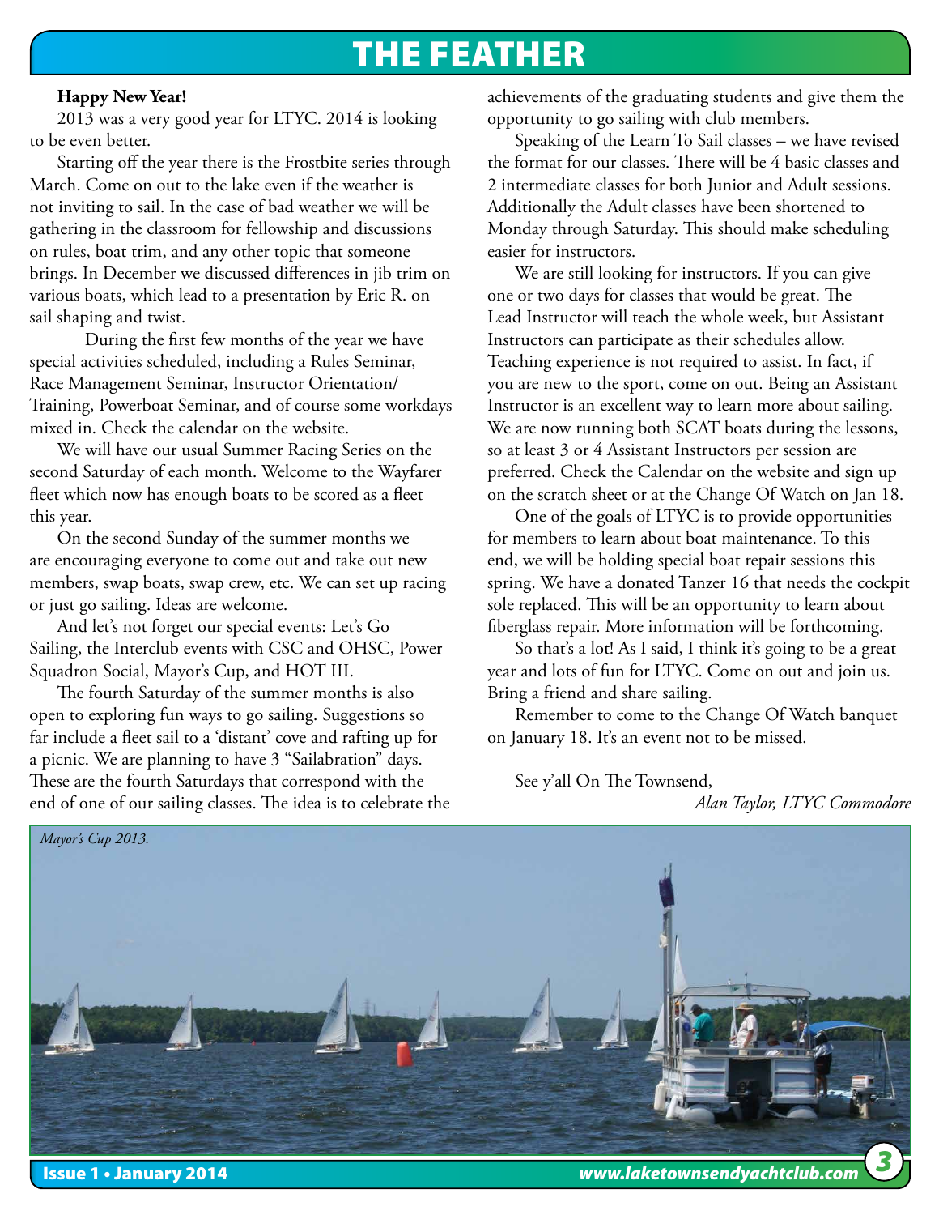**Happy New Year!**

2013 was a very good year for LTYC. 2014 is looking to be even better.

Starting off the year there is the Frostbite series through March. Come on out to the lake even if the weather is not inviting to sail. In the case of bad weather we will be gathering in the classroom for fellowship and discussions on rules, boat trim, and any other topic that someone brings. In December we discussed differences in jib trim on various boats, which lead to a presentation by Eric R. on sail shaping and twist.

During the first few months of the year we have special activities scheduled, including a Rules Seminar, Race Management Seminar, Instructor Orientation/Training, Powerboat Seminar, and of course some workdays mixed in. Check the calendar on the website.

We will have our usual Summer Racing Series on the second Saturday of each month. Welcome to the Wayfarer fleet which now has enough boats to be scored as a fleet this year.

On the second Sunday of the summer months we are encouraging everyone to come out and take out new members, swap boats, swap crew, etc. We can set up racing or just go sailing. Ideas are welcome.

And let's not forget our special events: Let's Go Sailing, the Interclub events with CSC and OHSC, Power Squadron Social, Mayor's Cup, and HOT III.

The fourth Saturday of the summer months is also open to exploring fun ways to go sailing. Suggestions so far include a fleet sail to a 'distant' cove and rafting up for a picnic. We are planning to have 3 "Sailabration" days. These are the fourth Saturdays that correspond with the end of one of our sailing classes. The idea is to celebrate the achievements of the graduating students and give them the opportunity to go sailing with club members.

Speaking of the Learn To Sail classes – we have revised the format for our classes. There will be 4 basic classes and 2 intermediate classes for both Junior and Adult sessions. Additionally the Adult classes have been shortened to Monday through Saturday. This should make scheduling easier for instructors.

We are still looking for instructors. If you can give one or two days for classes that would be great. The Lead Instructor will teach the whole week, but Assistant Instructors can participate as their schedules allow. Teaching experience is not required to assist. In fact, if you are new to the sport, come on out. Being an Assistant Instructor is an excellent way to learn more about sailing. We are now running both SCAT boats during the lessons, so at least 3 or 4 Assistant Instructors per session are preferred. Check the Calendar on the website and sign up on the scratch sheet or at the Change Of Watch on Jan 18.

One of the goals of LTYC is to provide opportunities for members to learn about boat maintenance. To this end, we will be holding special boat repair sessions this spring. We have a donated Tanzer 16 that needs the cockpit sole replaced. This will be an opportunity to learn about fiberglass repair. More information will be forthcoming.

So that's a lot! As I said, I think it's going to be a great year and lots of fun for LTYC. Come on out and join us. Bring a friend and share sailing.

Remember to come to the Change Of Watch banquet on January 18. It's an event not to be missed.

See y'all On The Townsend,

*Alan Taylor, LTYC Commodore*

*Mayor's Cup 2013.*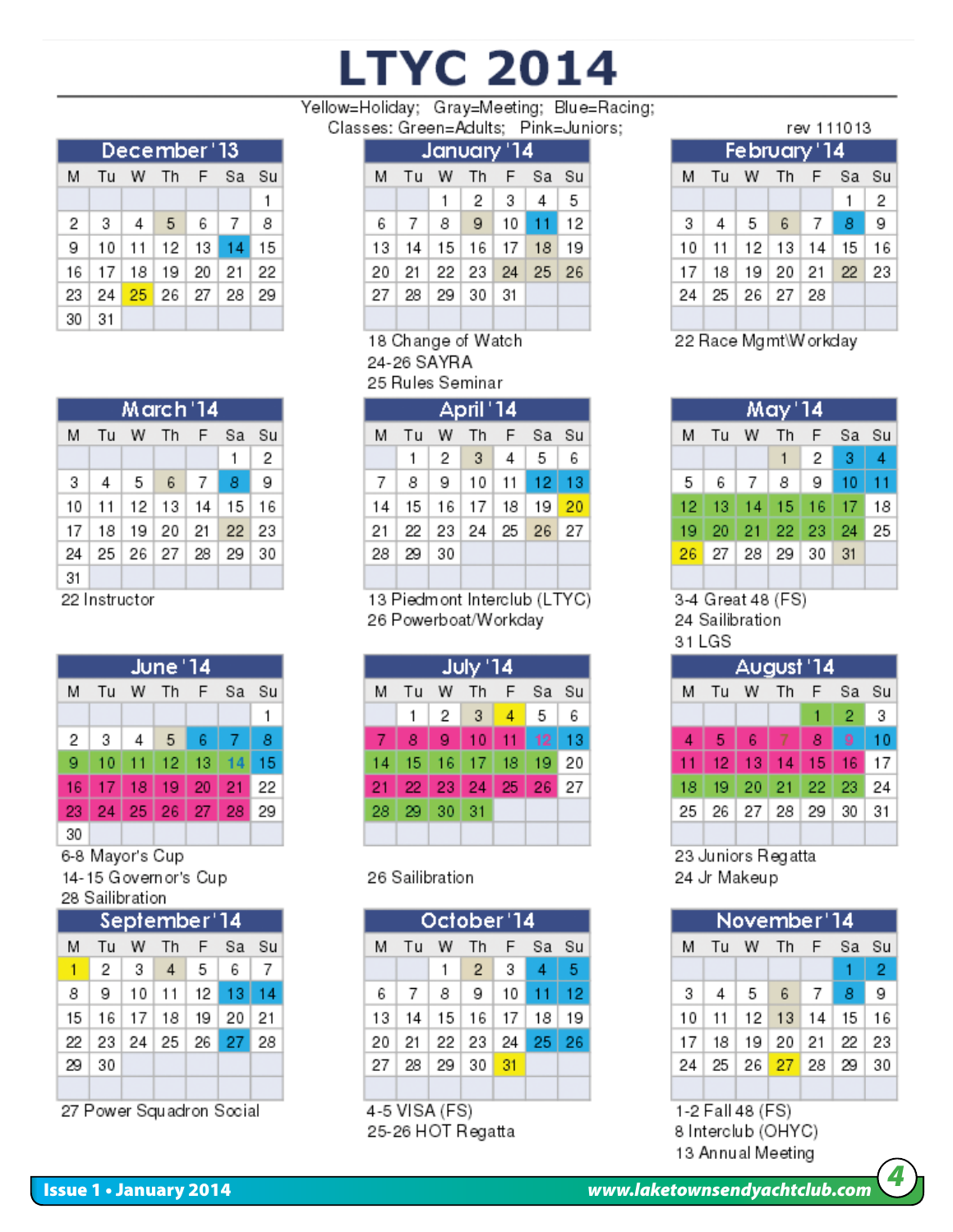# LTYC 2014

Yellow=Holiday; Gray=Meeting; Blue=Racing;
Classes: Green=Adults; Pink=Juniors;

rev 111013

### December '13

| M | Tu | W | Th | F | Sa | Su |
|---|---|---|---|---|---|---|
| | | | | | | 1 |
| 2 | 3 | 4 | 5 | 6 | 7 | 8 |
| 9 | 10 | 11 | 12 | 13 | 14 | 15 |
| 16 | 17 | 18 | 19 | 20 | 21 | 22 |
| 23 | 24 | 25 | 26 | 27 | 28 | 29 |
| 30 | 31 | | | | | |

### January '14

| M | Tu | W | Th | F | Sa | Su |
|---|---|---|---|---|---|---|
| | | 1 | 2 | 3 | 4 | 5 |
| 6 | 7 | 8 | 9 | 10 | 11 | 12 |
| 13 | 14 | 15 | 16 | 17 | 18 | 19 |
| 20 | 21 | 22 | 23 | 24 | 25 | 26 |
| 27 | 28 | 29 | 30 | 31 | | |

18 Change of Watch
24-26 SAYRA
25 Rules Seminar

### February '14

| M | Tu | W | Th | F | Sa | Su |
|---|---|---|---|---|---|---|
| | | | | | 1 | 2 |
| 3 | 4 | 5 | 6 | 7 | 8 | 9 |
| 10 | 11 | 12 | 13 | 14 | 15 | 16 |
| 17 | 18 | 19 | 20 | 21 | 22 | 23 |
| 24 | 25 | 26 | 27 | 28 | | |

22 Race Mgmt\Workday

### March '14

| M | Tu | W | Th | F | Sa | Su |
|---|---|---|---|---|---|---|
| | | | | | 1 | 2 |
| 3 | 4 | 5 | 6 | 7 | 8 | 9 |
| 10 | 11 | 12 | 13 | 14 | 15 | 16 |
| 17 | 18 | 19 | 20 | 21 | 22 | 23 |
| 24 | 25 | 26 | 27 | 28 | 29 | 30 |
| 31 | | | | | | |

22 Instructor

### April '14

| M | Tu | W | Th | F | Sa | Su |
|---|---|---|---|---|---|---|
| | 1 | 2 | 3 | 4 | 5 | 6 |
| 7 | 8 | 9 | 10 | 11 | 12 | 13 |
| 14 | 15 | 16 | 17 | 18 | 19 | 20 |
| 21 | 22 | 23 | 24 | 25 | 26 | 27 |
| 28 | 29 | 30 | | | | |

13 Piedmont Interclub (LTYC)
26 Powerboat/Workday

### May '14

| M | Tu | W | Th | F | Sa | Su |
|---|---|---|---|---|---|---|
| | | | 1 | 2 | 3 | 4 |
| 5 | 6 | 7 | 8 | 9 | 10 | 11 |
| 12 | 13 | 14 | 15 | 16 | 17 | 18 |
| 19 | 20 | 21 | 22 | 23 | 24 | 25 |
| 26 | 27 | 28 | 29 | 30 | 31 | |

3-4 Great 48 (FS)
24 Sailibration
31 LGS

### June '14

| M | Tu | W | Th | F | Sa | Su |
|---|---|---|---|---|---|---|
| | | | | | | 1 |
| 2 | 3 | 4 | 5 | 6 | 7 | 8 |
| 9 | 10 | 11 | 12 | 13 | 14 | 15 |
| 16 | 17 | 18 | 19 | 20 | 21 | 22 |
| 23 | 24 | 25 | 26 | 27 | 28 | 29 |
| 30 | | | | | | |

6-8 Mayor's Cup
14-15 Governor's Cup
28 Sailibration

### July '14

| M | Tu | W | Th | F | Sa | Su |
|---|---|---|---|---|---|---|
| | 1 | 2 | 3 | 4 | 5 | 6 |
| 7 | 8 | 9 | 10 | 11 | 12 | 13 |
| 14 | 15 | 16 | 17 | 18 | 19 | 20 |
| 21 | 22 | 23 | 24 | 25 | 26 | 27 |
| 28 | 29 | 30 | 31 | | | |

26 Sailibration

### August '14

| M | Tu | W | Th | F | Sa | Su |
|---|---|---|---|---|---|---|
| | | | | 1 | 2 | 3 |
| 4 | 5 | 6 | 7 | 8 | 9 | 10 |
| 11 | 12 | 13 | 14 | 15 | 16 | 17 |
| 18 | 19 | 20 | 21 | 22 | 23 | 24 |
| 25 | 26 | 27 | 28 | 29 | 30 | 31 |

23 Juniors Regatta
24 Jr Makeup

### September '14

| M | Tu | W | Th | F | Sa | Su |
|---|---|---|---|---|---|---|
| 1 | 2 | 3 | 4 | 5 | 6 | 7 |
| 8 | 9 | 10 | 11 | 12 | 13 | 14 |
| 15 | 16 | 17 | 18 | 19 | 20 | 21 |
| 22 | 23 | 24 | 25 | 26 | 27 | 28 |
| 29 | 30 | | | | | |

27 Power Squadron Social

### October '14

| M | Tu | W | Th | F | Sa | Su |
|---|---|---|---|---|---|---|
| | | 1 | 2 | 3 | 4 | 5 |
| 6 | 7 | 8 | 9 | 10 | 11 | 12 |
| 13 | 14 | 15 | 16 | 17 | 18 | 19 |
| 20 | 21 | 22 | 23 | 24 | 25 | 26 |
| 27 | 28 | 29 | 30 | 31 | | |

4-5 VISA (FS)
25-26 HOT Regatta

### November '14

| M | Tu | W | Th | F | Sa | Su |
|---|---|---|---|---|---|---|
| | | | | | 1 | 2 |
| 3 | 4 | 5 | 6 | 7 | 8 | 9 |
| 10 | 11 | 12 | 13 | 14 | 15 | 16 |
| 17 | 18 | 19 | 20 | 21 | 22 | 23 |
| 24 | 25 | 26 | 27 | 28 | 29 | 30 |

1-2 Fall 48 (FS)
8 Interclub (OHYC)
13 Annual Meeting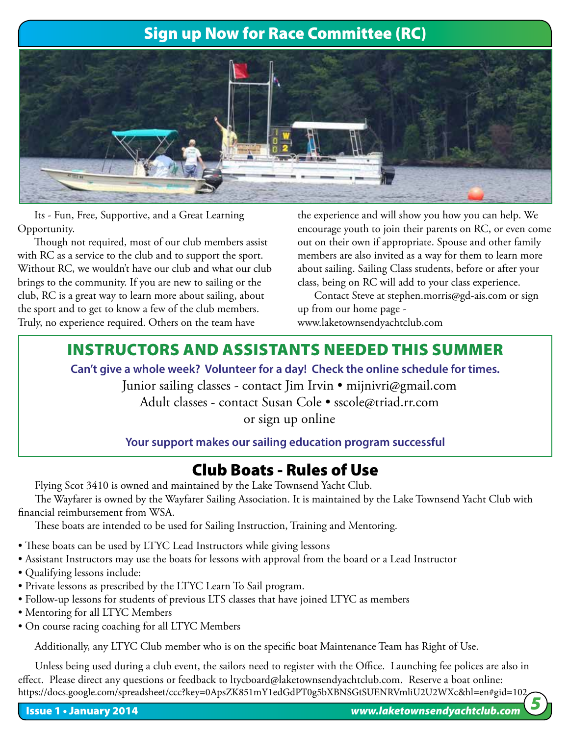## Sign up Now for Race Committee (RC)

Its - Fun, Free, Supportive, and a Great Learning Opportunity.

Though not required, most of our club members assist with RC as a service to the club and to support the sport. Without RC, we wouldn't have our club and what our club brings to the community. If you are new to sailing or the club, RC is a great way to learn more about sailing, about the sport and to get to know a few of the club members. Truly, no experience required. Others on the team have the experience and will show you how you can help. We encourage youth to join their parents on RC, or even come out on their own if appropriate. Spouse and other family members are also invited as a way for them to learn more about sailing. Sailing Class students, before or after your class, being on RC will add to your class experience.

Contact Steve at stephen.morris@gd-ais.com or sign up from our home page - www.laketownsendyachtclub.com

## INSTRUCTORS AND ASSISTANTS NEEDED THIS SUMMER

**Can't give a whole week? Volunteer for a day! Check the online schedule for times.**

Junior sailing classes - contact Jim Irvin • mijnivri@gmail.com

Adult classes - contact Susan Cole • sscole@triad.rr.com

or sign up online

**Your support makes our sailing education program successful**

## Club Boats - Rules of Use

Flying Scot 3410 is owned and maintained by the Lake Townsend Yacht Club.

The Wayfarer is owned by the Wayfarer Sailing Association. It is maintained by the Lake Townsend Yacht Club with financial reimbursement from WSA.

These boats are intended to be used for Sailing Instruction, Training and Mentoring.

- These boats can be used by LTYC Lead Instructors while giving lessons
- Assistant Instructors may use the boats for lessons with approval from the board or a Lead Instructor
- Qualifying lessons include:
- Private lessons as prescribed by the LTYC Learn To Sail program.
- Follow-up lessons for students of previous LTS classes that have joined LTYC as members
- Mentoring for all LTYC Members
- On course racing coaching for all LTYC Members

Additionally, any LTYC Club member who is on the specific boat Maintenance Team has Right of Use.

Unless being used during a club event, the sailors need to register with the Office. Launching fee polices are also in effect. Please direct any questions or feedback to ltycboard@laketownsendyachtclub.com. Reserve a boat online: https://docs.google.com/spreadsheet/ccc?key=0ApsZK851mY1edGdPT0g5bXBNSGtSUENRVmliU2U2WXc&hl=en#gid=102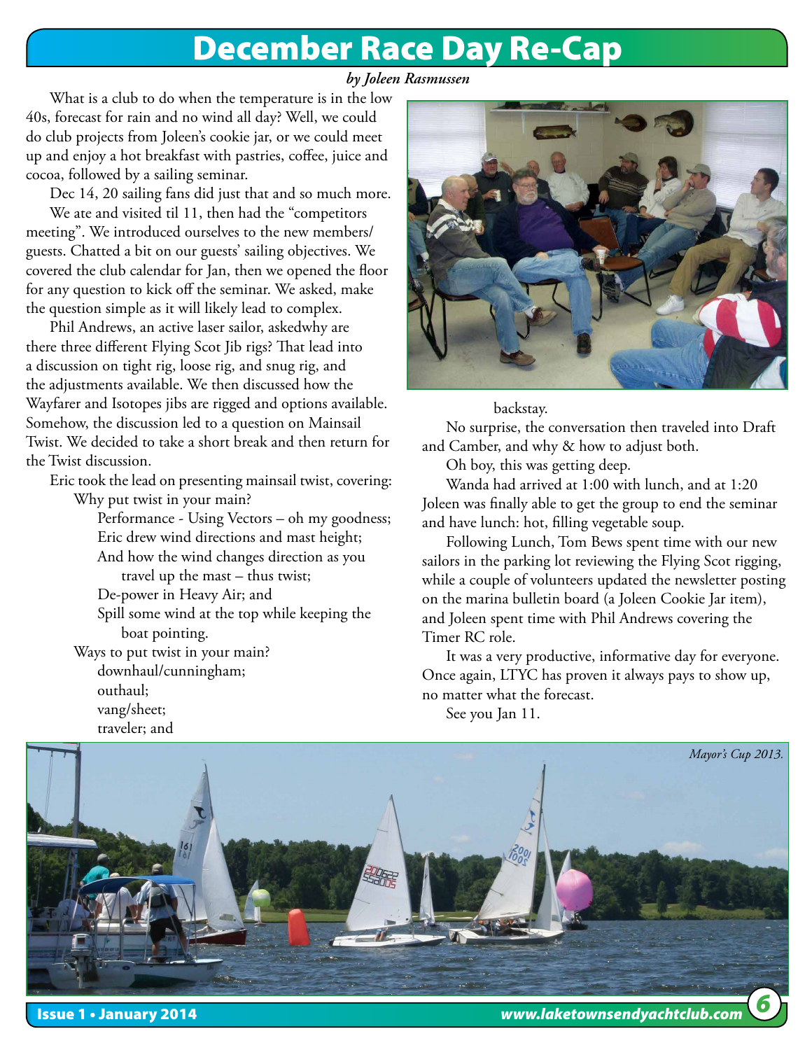# December Race Day Re-Cap

*by Joleen Rasmussen*

What is a club to do when the temperature is in the low 40s, forecast for rain and no wind all day? Well, we could do club projects from Joleen's cookie jar, or we could meet up and enjoy a hot breakfast with pastries, coffee, juice and cocoa, followed by a sailing seminar.

Dec 14, 20 sailing fans did just that and so much more.

We ate and visited til 11, then had the "competitors meeting". We introduced ourselves to the new members/guests. Chatted a bit on our guests' sailing objectives. We covered the club calendar for Jan, then we opened the floor for any question to kick off the seminar. We asked, make the question simple as it will likely lead to complex.

Phil Andrews, an active laser sailor, askedwhy are there three different Flying Scot Jib rigs? That lead into a discussion on tight rig, loose rig, and snug rig, and the adjustments available. We then discussed how the Wayfarer and Isotopes jibs are rigged and options available. Somehow, the discussion led to a question on Mainsail Twist. We decided to take a short break and then return for the Twist discussion.

Eric took the lead on presenting mainsail twist, covering:

- Why put twist in your main?
  - Performance - Using Vectors – oh my goodness; Eric drew wind directions and mast height; And how the wind changes direction as you travel up the mast – thus twist;
  - De-power in Heavy Air; and
  - Spill some wind at the top while keeping the boat pointing.
- Ways to put twist in your main?
  - downhaul/cunningham;
  - outhaul;
  - vang/sheet;
  - traveler; and
  - backstay.

No surprise, the conversation then traveled into Draft and Camber, and why & how to adjust both.

Oh boy, this was getting deep.

Wanda had arrived at 1:00 with lunch, and at 1:20 Joleen was finally able to get the group to end the seminar and have lunch: hot, filling vegetable soup.

Following Lunch, Tom Bews spent time with our new sailors in the parking lot reviewing the Flying Scot rigging, while a couple of volunteers updated the newsletter posting on the marina bulletin board (a Joleen Cookie Jar item), and Joleen spent time with Phil Andrews covering the Timer RC role.

It was a very productive, informative day for everyone. Once again, LTYC has proven it always pays to show up, no matter what the forecast.

See you Jan 11.

*Mayor's Cup 2013.*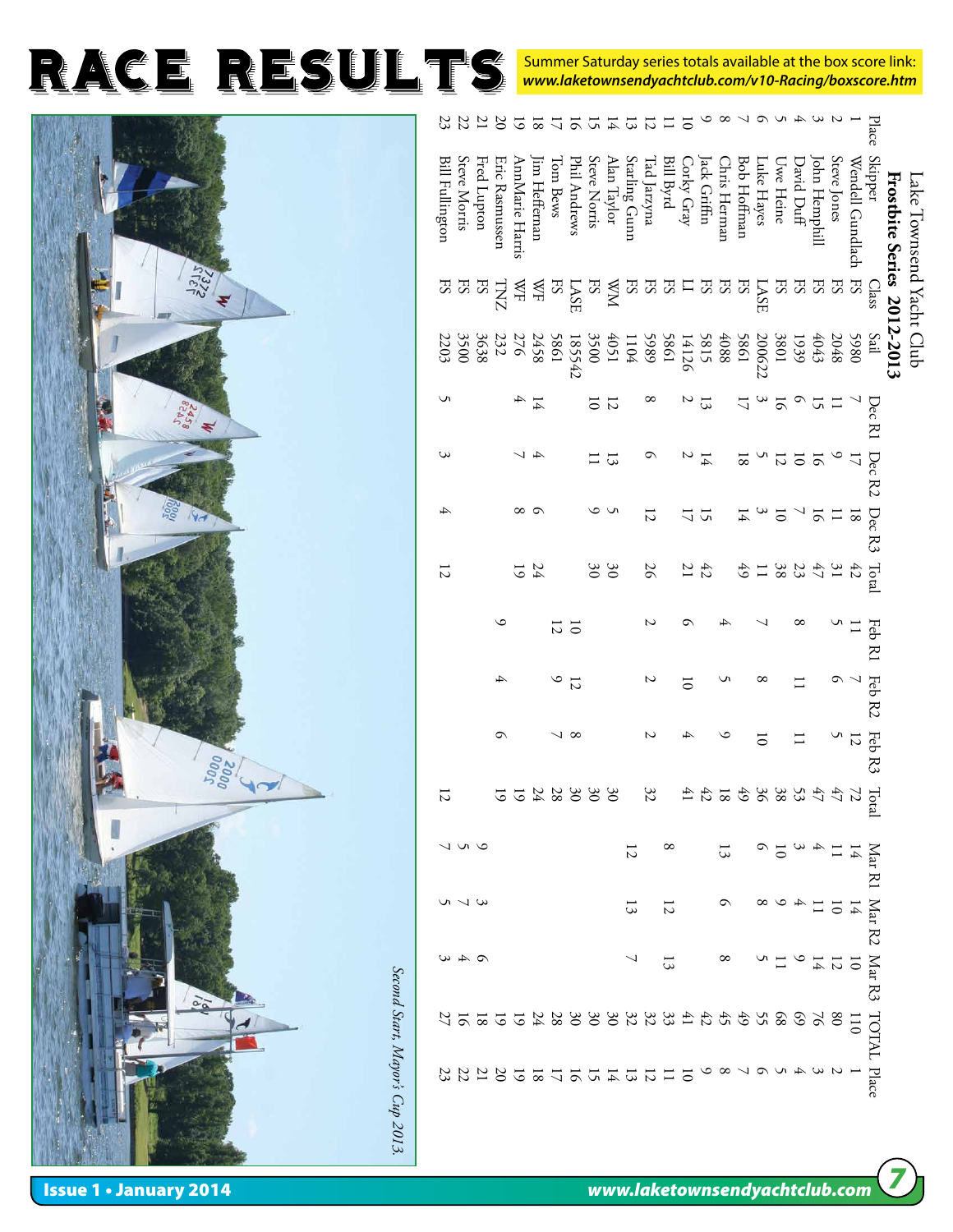# RACE RESULTS

**Summer Saturday series totals available at the box score link:**
***www.laketownsendyachtclub.com/v10-Racing/boxscore.htm***

## Lake Townsend Yacht Club
### Frostbite Series 2012-2013

| Place | Skipper | Class | Sail | Dec R1 | Dec R2 | Dec R3 | Total | Feb R1 | Feb R2 | Feb R3 | Total | Mar R1 | Mar R2 | Mar R3 | TOTAL | Place |
|---|---|---|---|---|---|---|---|---|---|---|---|---|---|---|---|---|
| 1 | Wendell Gundlach | FS | 5980 | 7 | 17 | 18 | 42 | 11 | 7 | 12 | 72 | 14 | 14 | 10 | 110 | 1 |
| 2 | Steve Jones | FS | 2048 | 11 | 9 | 11 | 31 | 5 | 6 | 5 | 47 | 11 | 10 | 12 | 80 | 2 |
| 3 | John Hemphill | FS | 4043 | 15 | 16 | 16 | 47 | | | | 47 | 4 | 11 | 14 | 76 | 3 |
| 4 | David Duff | FS | 1939 | 6 | 10 | 7 | 23 | 8 | 11 | 11 | 53 | 3 | 4 | 9 | 69 | 4 |
| 5 | Uwe Heine | FS | 3801 | 16 | 12 | 10 | 38 | | | | 38 | 10 | 9 | 11 | 68 | 5 |
| 6 | Luke Hayes | LASE | 200622 | 3 | 5 | 3 | 11 | 7 | 8 | 10 | 36 | 6 | 8 | 5 | 55 | 6 |
| 7 | Bob Hoffman | FS | 5861 | 17 | 18 | 14 | 49 | | | | 49 | | | | 49 | 7 |
| 8 | Chris Herman | FS | 4088 | | | | | 4 | 5 | 9 | 18 | 13 | 6 | 8 | 45 | 8 |
| 9 | Jack Griffin | FS | 5815 | 13 | 14 | 15 | 42 | | | | 42 | | | | 42 | 9 |
| 10 | Corky Gray | LI | 14126 | 2 | 2 | 17 | 21 | 6 | 10 | 4 | 41 | | | | 41 | 10 |
| 11 | Bill Byrd | FS | 5861 | | | | | | | | | 8 | 12 | 13 | 33 | 11 |
| 12 | Tad Jarzyna | FS | 5989 | 8 | 6 | 12 | 26 | 2 | 2 | 2 | 32 | | | | 32 | 12 |
| 13 | Starling Gunn | FS | 1104 | | | | | | | | | 12 | 13 | 7 | 32 | 13 |
| 14 | Alan Taylor | WM | 4051 | 12 | 13 | 5 | 30 | | | | 30 | | | | 30 | 14 |
| 15 | Steve Norris | FS | 3500 | 10 | 11 | 9 | 30 | | | | 30 | | | | 30 | 15 |
| 16 | Phil Andrews | LASE | 185542 | | | | | 10 | 12 | 8 | 30 | | | | 30 | 16 |
| 17 | Tom Bews | FS | 5861 | | | | | 12 | 9 | 7 | 28 | | | | 28 | 17 |
| 18 | Jim Heffernan | WF | 2458 | 14 | 4 | 6 | 24 | | | | 24 | | | | 24 | 18 |
| 19 | AnnMarie Harris | WF | 276 | 4 | 7 | 8 | 19 | | | | 19 | | | | 19 | 19 |
| 20 | Eric Rasmussen | TNZ | 232 | | | | | 9 | 4 | 6 | 19 | | | | 19 | 20 |
| 21 | Fred Lupton | FS | 3638 | | | | | | | | | 9 | 3 | 6 | 18 | 21 |
| 22 | Steve Morris | FS | 3500 | | | | | | | | | 5 | 7 | 4 | 16 | 22 |
| 23 | Bill Fullington | FS | 2203 | 5 | 3 | 4 | 12 | | | | 12 | 7 | 5 | 3 | 27 | 23 |

*Second Start, Mayor's Cup 2013.*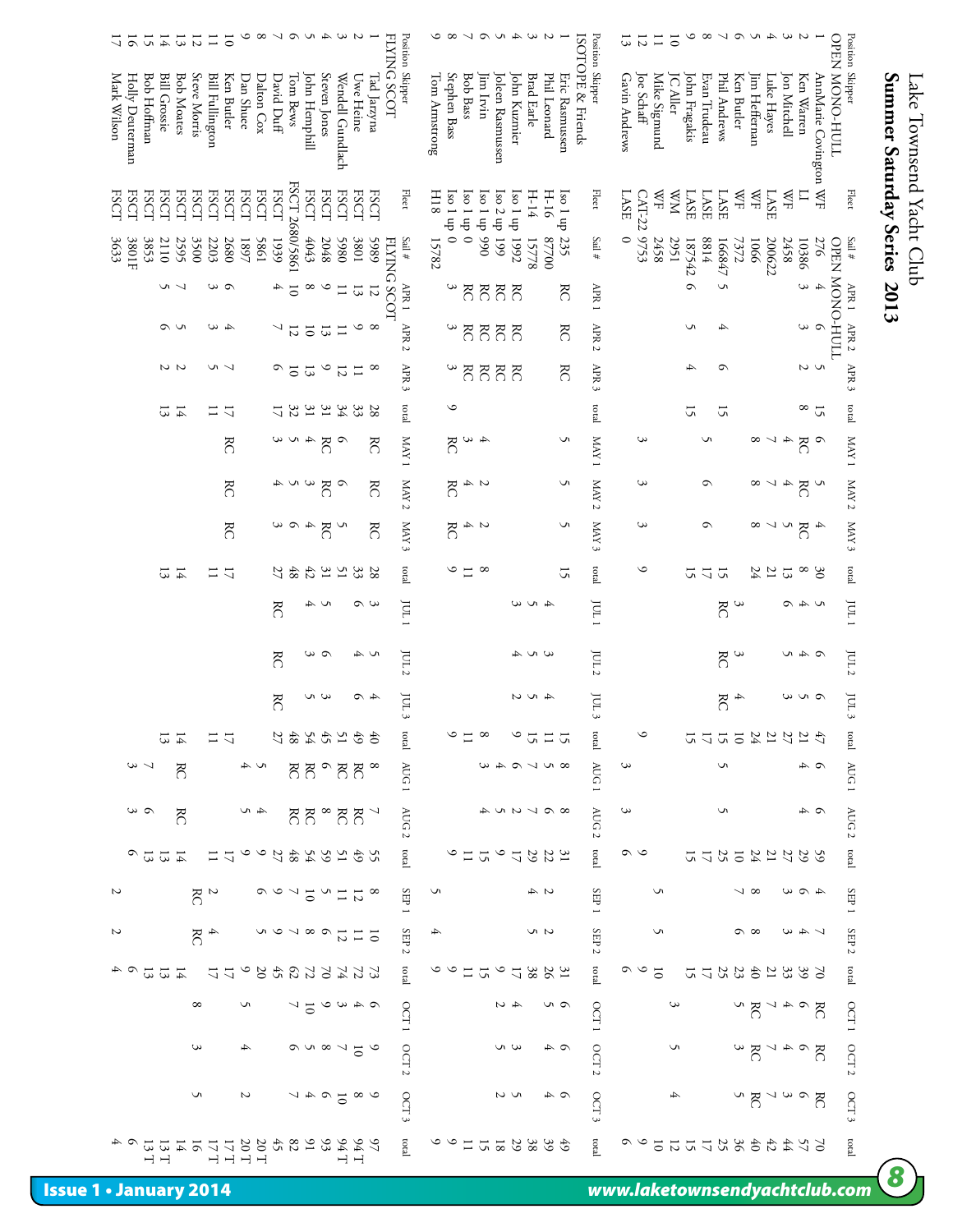# Lake Townsend Yacht Club

## Summer Saturday Series 2013

| Position | Skipper | Fleet | Sail # | APR 1 | APR 2 | APR 3 | total | MAY 1 | MAY 2 | MAY 3 | total | JUL 1 | JUL 2 | JUL 3 | total | AUG 1 | AUG 2 | total | SEP 1 | SEP 2 | total | OCT 1 | OCT 2 | OCT 3 | total |
|---|---|---|---|---|---|---|---|---|---|---|---|---|---|---|---|---|---|---|---|---|---|---|---|---|---|
| **OPEN MONO-HULL** | | | | | | | | | | | | | | | | | | | | | | | | | |
| 1 | AnnMarie Covington | WF | 276 | 4 | 6 | 5 | 15 | 6 | 5 | 4 | 30 | 5 | 6 | 6 | 47 | 6 | 6 | 59 | 4 | 7 | 70 | RC | RC | RC | 70 |
| 2 | Ken Warren | LI | 10386 | 3 | 3 | 2 | 8 | RC | RC | RC | 8 | 4 | 4 | 5 | 21 | 4 | 4 | 29 | 6 | 4 | 39 | 6 | 6 | 6 | 57 |
| 3 | Jon Mitchell | WF | 2458 | | | | | 4 | 4 | 5 | 13 | 6 | 5 | 3 | 27 | | | 27 | 3 | 3 | 33 | 4 | 4 | 3 | 44 |
| 4 | Luke Hayes | LASE | 200622 | | | | | 7 | 7 | 7 | 21 | | | | 21 | | | 21 | | | 21 | 7 | 7 | 7 | 42 |
| 5 | Jim Heffernan | WF | 1066 | | | | | 8 | 8 | 8 | 24 | | | | 24 | | | 24 | 8 | 8 | 40 | RC | RC | RC | 40 |
| 6 | Ken Butler | WF | 7372 | | | | | | | | | 3 | 3 | 4 | 10 | | | 10 | 7 | 6 | 23 | 5 | 3 | 5 | 36 |
| 7 | Phil Andrews | LASE | 166847 | 5 | 4 | 6 | 15 | | | | 15 | RC | RC | RC | 15 | 5 | 5 | 25 | | | 25 | | | | 25 |
| 8 | Evan Trudeau | LASE | 8814 | | | | | 5 | 6 | 6 | 17 | | | | 17 | | | 17 | | | 17 | | | | 17 |
| 9 | John Fragakis | LASE | 187542 | 6 | 5 | 4 | 15 | | | | 15 | | | | 15 | | | 15 | | | 15 | | | | 15 |
| 10 | JC Aller | WM | 2951 | | | | | | | | | | | | | | | | | | | 3 | 5 | 4 | 12 |
| 11 | Mike Sigmund | WF | 2458 | | | | | | | | | | | | | | | | 5 | 5 | 10 | | | | 10 |
| 12 | Joe Schaff | CAT-22 | 9753 | | | | | 3 | 3 | 3 | 9 | | | | 9 | | | 9 | | | 9 | | | | 9 |
| 13 | Gavin Andrews | LASE | 0 | | | | | | | | | | | | | 3 | 3 | 6 | | | 6 | | | | 6 |
| **ISOTOPE & Friends** | | | | | | | | | | | | | | | | | | | | | | | | | |
| 1 | Eric Rasmussen | Iso 1 up | 235 | RC | RC | RC | | 5 | 5 | 5 | 15 | | | | 15 | 8 | 8 | 31 | | | 31 | 6 | 6 | 6 | 49 |
| 2 | Phil Leonard | H-16 | 87700 | | | | | | | | | 4 | 3 | 4 | 11 | 5 | 6 | 22 | 2 | 2 | 26 | 5 | 4 | 4 | 39 |
| 3 | Brad Earle | H-14 | 15778 | | | | | | | | | 5 | 5 | 5 | 15 | 7 | 7 | 29 | 4 | 5 | 38 | | | | 38 |
| 4 | John Kuzmier | Iso 1 up | 1992 | RC | RC | RC | | | | | | 3 | 4 | 2 | 9 | 6 | 2 | 17 | | | 17 | 4 | 3 | 5 | 29 |
| 5 | Joleen Rasmussen | Iso 2 up | 199 | RC | RC | RC | | | | | | | | | | 4 | 5 | 9 | | | 9 | 2 | 5 | 2 | 18 |
| 6 | Jim Irvin | Iso 1 up | 990 | RC | RC | RC | | 4 | 2 | 2 | 8 | | | | 8 | 3 | 4 | 15 | | | 15 | | | | 15 |
| 7 | Bob Bass | Iso 1 up | 0 | RC | RC | RC | | 3 | 4 | 4 | 11 | | | | 11 | | | 11 | | | 11 | | | | 11 |
| 8 | Stephen Bass | Iso 1 up | 0 | 3 | 3 | 3 | 9 | RC | RC | RC | 9 | | | | 9 | | | 9 | | | 9 | | | | 9 |
| 9 | Tom Armstrong | H18 | 15782 | | | | | | | | | | | | | | | | 5 | 4 | 9 | | | | 9 |
| **FLYING SCOT** | | | | | | | | | | | | | | | | | | | | | | | | | |
| 1 | Tad Jarzyna | FSCT | 5989 | 12 | 8 | 8 | 28 | RC | RC | RC | 28 | 3 | 5 | 4 | 40 | 8 | 7 | 55 | 8 | 10 | 73 | 6 | 9 | 9 | 97 |
| 2 | Uwe Heine | FSCT | 3801 | 13 | 9 | 11 | 33 | | | | 33 | 6 | 4 | 6 | 49 | RC | RC | 49 | 12 | 11 | 72 | 4 | 10 | 8 | 94 T |
| 3 | Wendell Gundlach | FSCT | 5980 | 11 | 11 | 12 | 34 | 6 | 6 | 5 | 51 | | | | 51 | RC | RC | 51 | 11 | 12 | 74 | 3 | 7 | 10 | 94 T |
| 4 | Steven Jones | FSCT | 2048 | 9 | 13 | 9 | 31 | RC | RC | RC | 31 | 5 | 6 | 3 | 45 | 6 | 8 | 59 | 5 | 6 | 70 | 9 | 8 | 6 | 93 |
| 5 | John Hemphill | FSCT | 4043 | 8 | 10 | 13 | 31 | 4 | 3 | 4 | 42 | 4 | 3 | 5 | 54 | RC | RC | 54 | 10 | 8 | 72 | 10 | 5 | 4 | 91 |
| 6 | Tom Bews | FSCT | 2680/5861 | 10 | 12 | 10 | 32 | 5 | 5 | 6 | 48 | | | | 48 | RC | RC | 48 | 7 | 7 | 62 | 7 | 6 | 7 | 82 |
| 7 | David Duff | FSCT | 1939 | 4 | 7 | 6 | 17 | 3 | 4 | 3 | 27 | RC | RC | RC | 27 | | | 27 | 9 | 9 | 45 | | | | 45 |
| 8 | Dalton Cox | FSCT | 5861 | | | | | | | | | | | | | 5 | 4 | 9 | 6 | 5 | 20 | | | | 20 T |
| 9 | Dan Shuce | FSCT | 1897 | | | | | | | | | | | | | 4 | 5 | 9 | | | 9 | 5 | 4 | 2 | 20 T |
| 10 | Ken Butler | FSCT | 2680 | 6 | 4 | 7 | 17 | RC | RC | RC | 17 | | | | 17 | | | 17 | | | 17 | | | | 17 T |
| 11 | Bill Fullington | FSCT | 2203 | 3 | 3 | 5 | 11 | | | | 11 | | | | 11 | | | 11 | 2 | 4 | 17 | | | | 17 T |
| 12 | Steve Morris | FSCT | 3500 | | | | | | | | | | | | | | | | RC | RC | | 8 | 3 | 5 | 16 |
| 13 | Bob Moates | FSCT | 2595 | 7 | 5 | 2 | 14 | | | | 14 | | | | 14 | RC | RC | 14 | | | 14 | | | | 14 |
| 14 | Bill Grossie | FSCT | 2110 | 5 | 6 | 2 | 13 | | | | 13 | | | | 13 | | | 13 | | | 13 | | | | 13 T |
| 15 | Bob Hoffman | FSCT | 3853 | | | | | | | | | | | | | 7 | 6 | 13 | | | 13 | | | | 13 T |
| 16 | Holly Deuterman | FSCT | 3801F | | | | | | | | | | | | | 3 | 3 | 6 | | | 6 | | | | 6 |
| 17 | Mark Wilson | FSCT | 3633 | | | | | | | | | | | | | | | | 2 | 2 | 4 | | | | 4 |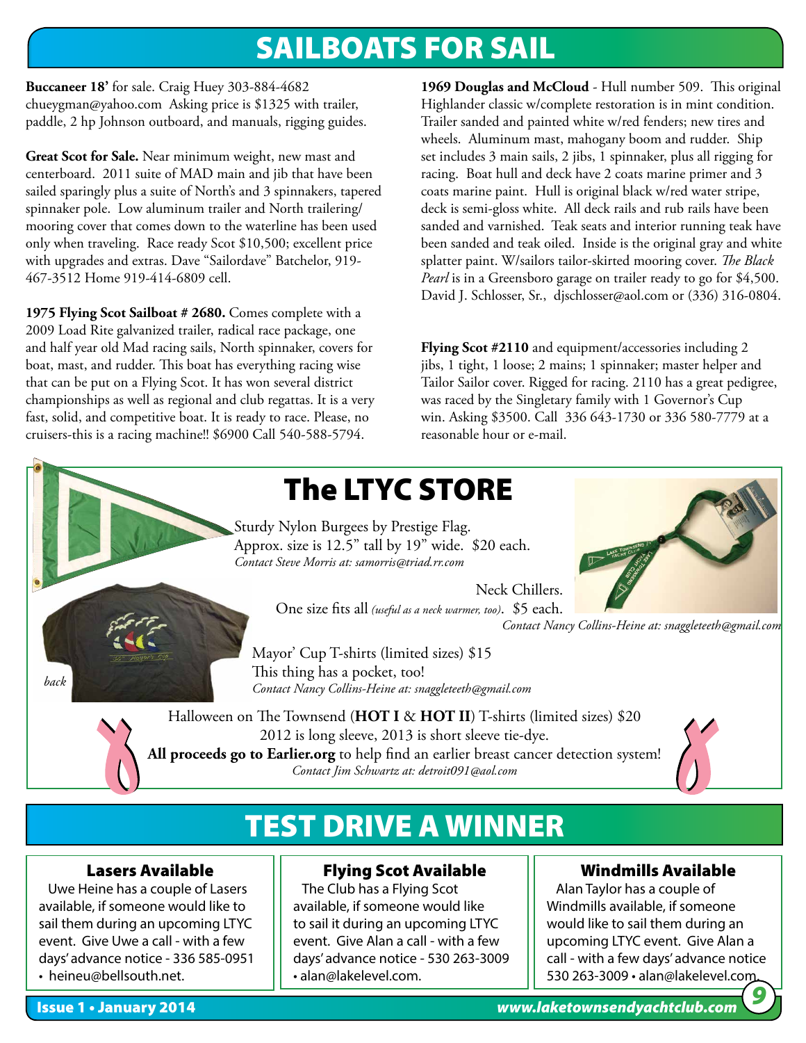# SAILBOATS FOR SAIL

**Buccaneer 18'** for sale. Craig Huey 303-884-4682 chueygman@yahoo.com Asking price is $1325 with trailer, paddle, 2 hp Johnson outboard, and manuals, rigging guides.

**Great Scot for Sale.** Near minimum weight, new mast and centerboard. 2011 suite of MAD main and jib that have been sailed sparingly plus a suite of North's and 3 spinnakers, tapered spinnaker pole. Low aluminum trailer and North trailering/mooring cover that comes down to the waterline has been used only when traveling. Race ready Scot $10,500; excellent price with upgrades and extras. Dave "Sailordave" Batchelor, 919-467-3512 Home 919-414-6809 cell.

**1975 Flying Scot Sailboat # 2680.** Comes complete with a 2009 Load Rite galvanized trailer, radical race package, one and half year old Mad racing sails, North spinnaker, covers for boat, mast, and rudder. This boat has everything racing wise that can be put on a Flying Scot. It has won several district championships as well as regional and club regattas. It is a very fast, solid, and competitive boat. It is ready to race. Please, no cruisers-this is a racing machine!! $6900 Call 540-588-5794.

**1969 Douglas and McCloud** - Hull number 509. This original Highlander classic w/complete restoration is in mint condition. Trailer sanded and painted white w/red fenders; new tires and wheels. Aluminum mast, mahogany boom and rudder. Ship set includes 3 main sails, 2 jibs, 1 spinnaker, plus all rigging for racing. Boat hull and deck have 2 coats marine primer and 3 coats marine paint. Hull is original black w/red water stripe, deck is semi-gloss white. All deck rails and rub rails have been sanded and varnished. Teak seats and interior running teak have been sanded and teak oiled. Inside is the original gray and white splatter paint. W/sailors tailor-skirted mooring cover. *The Black Pearl* is in a Greensboro garage on trailer ready to go for $4,500. David J. Schlosser, Sr., djschlosser@aol.com or (336) 316-0804.

**Flying Scot #2110** and equipment/accessories including 2 jibs, 1 tight, 1 loose; 2 mains; 1 spinnaker; master helper and Tailor Sailor cover. Rigged for racing. 2110 has a great pedigree, was raced by the Singletary family with 1 Governor's Cup win. Asking $3500. Call 336 643-1730 or 336 580-7779 at a reasonable hour or e-mail.

# The LTYC STORE

Sturdy Nylon Burgees by Prestige Flag.
Approx. size is 12.5" tall by 19" wide. $20 each.
*Contact Steve Morris at: samorris@triad.rr.com*

Neck Chillers.
One size fits all *(useful as a neck warmer, too)*. $5 each.
*Contact Nancy Collins-Heine at: snaggleteeth@gmail.com*

*back*

Mayor' Cup T-shirts (limited sizes) $15
This thing has a pocket, too!
*Contact Nancy Collins-Heine at: snaggleteeth@gmail.com*

Halloween on The Townsend (**HOT I** & **HOT II**) T-shirts (limited sizes) $20
2012 is long sleeve, 2013 is short sleeve tie-dye.
**All proceeds go to Earlier.org** to help find an earlier breast cancer detection system!
*Contact Jim Schwartz at: detroit091@aol.com*

# TEST DRIVE A WINNER

### Lasers Available

Uwe Heine has a couple of Lasers available, if someone would like to sail them during an upcoming LTYC event. Give Uwe a call - with a few days' advance notice - 336 585-0951 • heineu@bellsouth.net.

### Flying Scot Available

The Club has a Flying Scot available, if someone would like to sail it during an upcoming LTYC event. Give Alan a call - with a few days' advance notice - 530 263-3009 • alan@lakelevel.com.

### Windmills Available

Alan Taylor has a couple of Windmills available, if someone would like to sail them during an upcoming LTYC event. Give Alan a call - with a few days' advance notice 530 263-3009 • alan@lakelevel.com.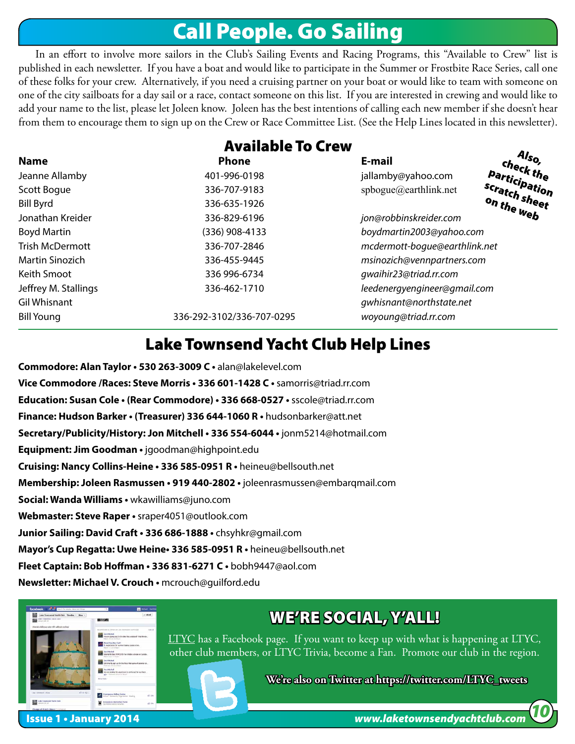# Call People. Go Sailing

In an effort to involve more sailors in the Club's Sailing Events and Racing Programs, this "Available to Crew" list is published in each newsletter. If you have a boat and would like to participate in the Summer or Frostbite Race Series, call one of these folks for your crew. Alternatively, if you need a cruising partner on your boat or would like to team with someone on one of the city sailboats for a day sail or a race, contact someone on this list. If you are interested in crewing and would like to add your name to the list, please let Joleen know. Joleen has the best intentions of calling each new member if she doesn't hear from them to encourage them to sign up on the Crew or Race Committee List. (See the Help Lines located in this newsletter).

## Available To Crew

**Also, check the participation scratch sheet on the web**

| Name | Phone | E-mail |
|---|---|---|
| Jeanne Allamby | 401-996-0198 | jallamby@yahoo.com |
| Scott Bogue | 336-707-9183 | spbogue@earthlink.net |
| Bill Byrd | 336-635-1926 | |
| Jonathan Kreider | 336-829-6196 | jon@robbinskreider.com |
| Boyd Martin | (336) 908-4133 | boydmartin2003@yahoo.com |
| Trish McDermott | 336-707-2846 | mcdermott-bogue@earthlink.net |
| Martin Sinozich | 336-455-9445 | msinozich@vennpartners.com |
| Keith Smoot | 336 996-6734 | gwaihir23@triad.rr.com |
| Jeffrey M. Stallings | 336-462-1710 | leedenergyengineer@gmail.com |
| Gil Whisnant | | gwhisnant@northstate.net |
| Bill Young | 336-292-3102/336-707-0295 | woyoung@triad.rr.com |

## Lake Townsend Yacht Club Help Lines

**Commodore: Alan Taylor • 530 263-3009 C •** alan@lakelevel.com

**Vice Commodore /Races: Steve Morris • 336 601-1428 C •** samorris@triad.rr.com

**Education: Susan Cole • (Rear Commodore) • 336 668-0527 •** sscole@triad.rr.com

**Finance: Hudson Barker • (Treasurer) 336 644-1060 R •** hudsonbarker@att.net

**Secretary/Publicity/History: Jon Mitchell • 336 554-6044 •** jonm5214@hotmail.com

**Equipment: Jim Goodman •** jgoodman@highpoint.edu

**Cruising: Nancy Collins-Heine • 336 585-0951 R •** heineu@bellsouth.net

**Membership: Joleen Rasmussen • 919 440-2802 •** joleenrasmussen@embarqmail.com

**Social: Wanda Williams •** wkawilliams@juno.com

**Webmaster: Steve Raper •** sraper4051@outlook.com

**Junior Sailing: David Craft • 336 686-1888 •** chsyhkr@gmail.com

**Mayor's Cup Regatta: Uwe Heine• 336 585-0951 R •** heineu@bellsouth.net

**Fleet Captain: Bob Hoffman • 336 831-6271 C •** bobh9447@aol.com

**Newsletter: Michael V. Crouch •** mcrouch@guilford.edu

## WE'RE SOCIAL, Y'ALL!

LTYC has a Facebook page. If you want to keep up with what is happening at LTYC, other club members, or LTYC Trivia, become a Fan. Promote our club in the region.

**We're also on Twitter at https://twitter.com/LTYC_tweets**